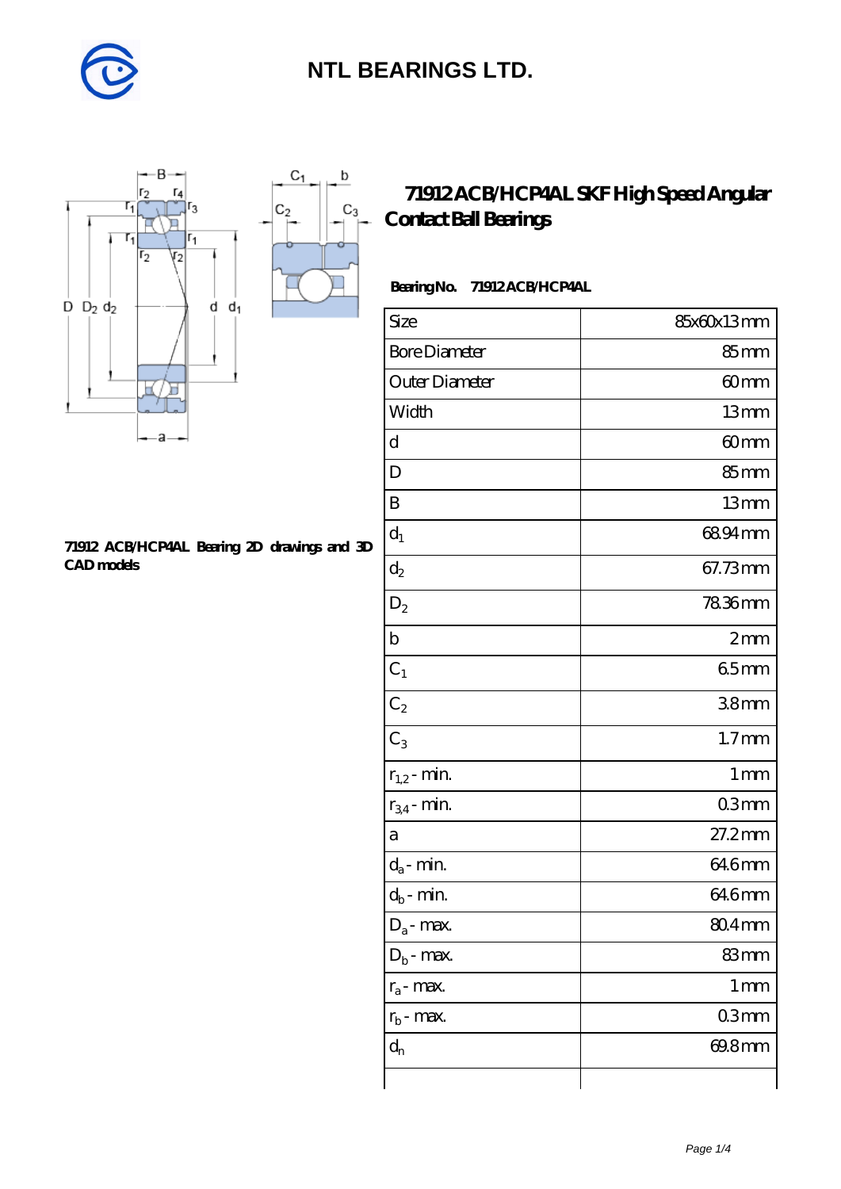# NTL BEARINGS LTD.

## 71912 ACB/HCP4AL SKF High Speed Angular Contact Ball Bearings

71912 ACB/HCP4AL Bearing 2D drawings and 3D CAD models

**Bearing No. 71912 ACB/HCP4AL**

| Size | 85x60x13 mm |
|---|---|
| Bore Diameter | 85 mm |
| Outer Diameter | 60 mm |
| Width | 13 mm |
| d | 60 mm |
| D | 85 mm |
| B | 13 mm |
| $d_1$ | 68.94 mm |
| $d_2$ | 67.73 mm |
| $D_2$ | 78.36 mm |
| b | 2 mm |
| $C_1$ | 6.5 mm |
| $C_2$ | 3.8 mm |
| $C_3$ | 1.7 mm |
| $r_{1,2}$ - min. | 1 mm |
| $r_{3,4}$ - min. | 0.3 mm |
| a | 27.2 mm |
| $d_a$ - min. | 64.6 mm |
| $d_b$ - min. | 64.6 mm |
| $D_a$ - max. | 80.4 mm |
| $D_b$ - max. | 83 mm |
| $r_a$ - max. | 1 mm |
| $r_b$ - max. | 0.3 mm |
| $d_n$ | 69.8 mm |
| | |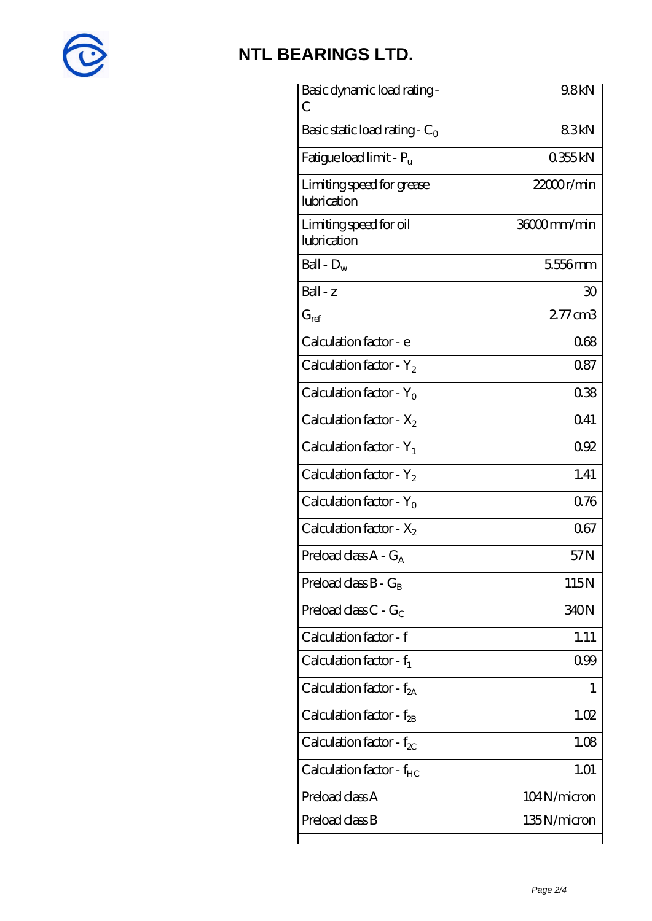| Basic dynamic load rating - C | 9.8 kN |
|---|---|
| Basic static load rating - $C_0$ | 8.3 kN |
| Fatigue load limit - $P_u$ | 0.355 kN |
| Limiting speed for grease lubrication | 22000 r/min |
| Limiting speed for oil lubrication | 36000 mm/min |
| Ball - $D_w$ | 5.556 mm |
| Ball - z | 30 |
| $G_{ref}$ | 2.77 cm3 |
| Calculation factor - e | 0.68 |
| Calculation factor - $Y_2$ | 0.87 |
| Calculation factor - $Y_0$ | 0.38 |
| Calculation factor - $X_2$ | 0.41 |
| Calculation factor - $Y_1$ | 0.92 |
| Calculation factor - $Y_2$ | 1.41 |
| Calculation factor - $Y_0$ | 0.76 |
| Calculation factor - $X_2$ | 0.67 |
| Preload class A - $G_A$ | 57 N |
| Preload class B - $G_B$ | 115 N |
| Preload class C - $G_C$ | 340 N |
| Calculation factor - f | 1.11 |
| Calculation factor - $f_1$ | 0.99 |
| Calculation factor - $f_{2A}$ | 1 |
| Calculation factor - $f_{2B}$ | 1.02 |
| Calculation factor - $f_{2C}$ | 1.08 |
| Calculation factor - $f_{HC}$ | 1.01 |
| Preload class A | 104 N/micron |
| Preload class B | 135 N/micron |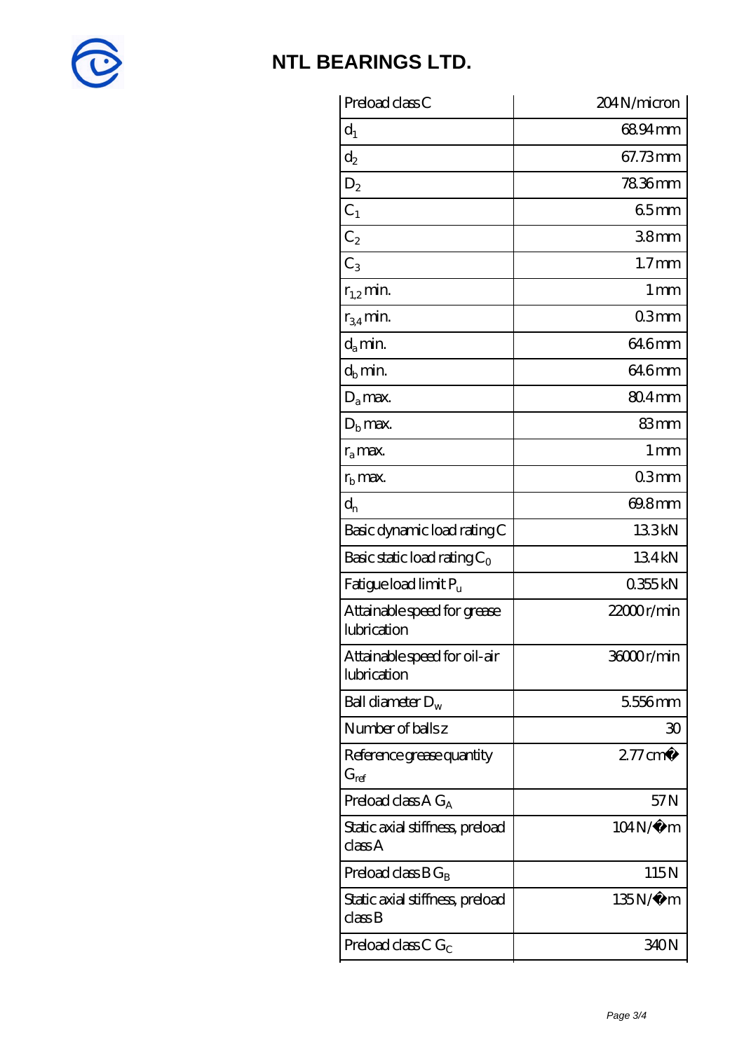# NTL BEARINGS LTD.

| Preload class C | 204 N/micron |
| --- | --- |
| $d_1$ | 68.94 mm |
| $d_2$ | 67.73 mm |
| $D_2$ | 78.36 mm |
| $C_1$ | 6.5 mm |
| $C_2$ | 3.8 mm |
| $C_3$ | 1.7 mm |
| $r_{1,2}$ min. | 1 mm |
| $r_{3,4}$ min. | 0.3 mm |
| $d_a$ min. | 64.6 mm |
| $d_b$ min. | 64.6 mm |
| $D_a$ max. | 80.4 mm |
| $D_b$ max. | 83 mm |
| $r_a$ max. | 1 mm |
| $r_b$ max. | 0.3 mm |
| $d_n$ | 69.8 mm |
| Basic dynamic load rating C | 13.3 kN |
| Basic static load rating $C_0$ | 13.4 kN |
| Fatigue load limit $P_u$ | 0.355 kN |
| Attainable speed for grease lubrication | 22000 r/min |
| Attainable speed for oil-air lubrication | 36000 r/min |
| Ball diameter $D_w$ | 5.556 mm |
| Number of balls z | 30 |
| Reference grease quantity $G_{ref}$ | 2.77 cm� |
| Preload class A $G_A$ | 57 N |
| Static axial stiffness, preload class A | 104 N/�m |
| Preload class B $G_B$ | 115 N |
| Static axial stiffness, preload class B | 135 N/�m |
| Preload class C $G_C$ | 340 N |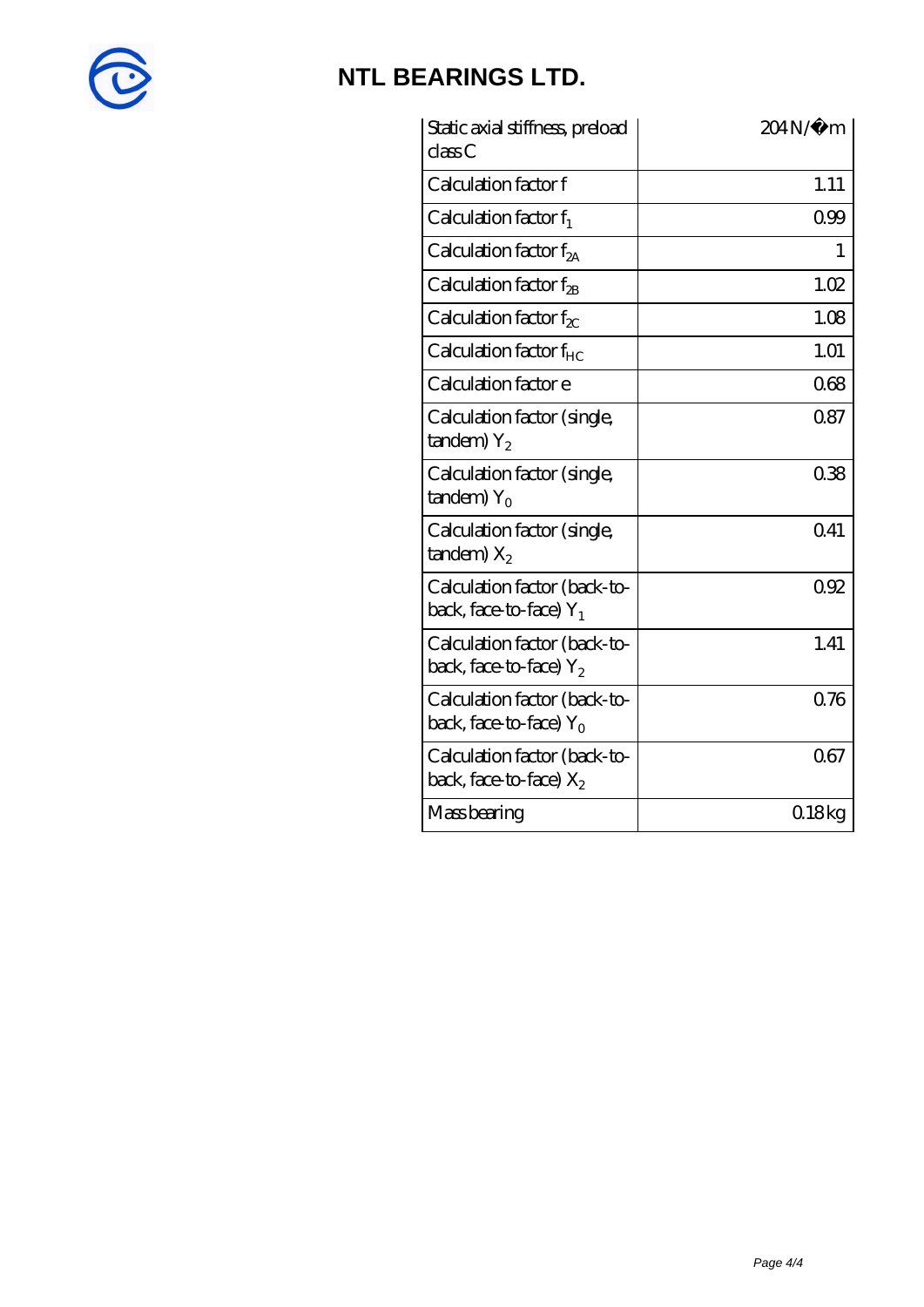| | |
|---|---|
| Static axial stiffness, preload class C | 204 N/�m |
| Calculation factor f | 1.11 |
| Calculation factor $f_1$ | 0.99 |
| Calculation factor $f_{2A}$ | 1 |
| Calculation factor $f_{2B}$ | 1.02 |
| Calculation factor $f_{2C}$ | 1.08 |
| Calculation factor $f_{HC}$ | 1.01 |
| Calculation factor e | 0.68 |
| Calculation factor (single, tandem) $Y_2$ | 0.87 |
| Calculation factor (single, tandem) $Y_0$ | 0.38 |
| Calculation factor (single, tandem) $X_2$ | 0.41 |
| Calculation factor (back-to-back, face-to-face) $Y_1$ | 0.92 |
| Calculation factor (back-to-back, face-to-face) $Y_2$ | 1.41 |
| Calculation factor (back-to-back, face-to-face) $Y_0$ | 0.76 |
| Calculation factor (back-to-back, face-to-face) $X_2$ | 0.67 |
| Mass bearing | 0.18 kg |